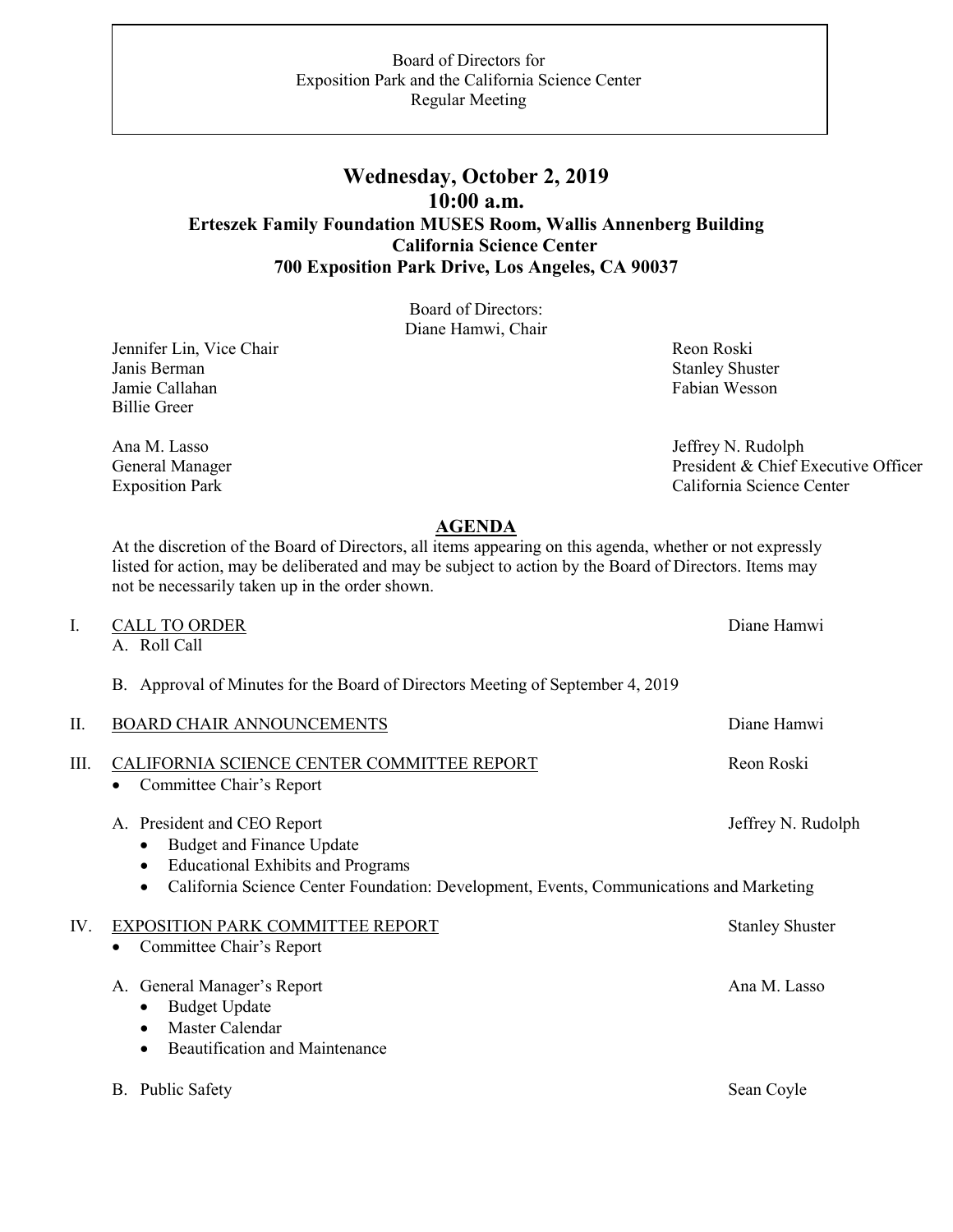Board of Directors for
Exposition Park and the California Science Center
Regular Meeting

## Wednesday, October 2, 2019
## 10:00 a.m.
### Erteszek Family Foundation MUSES Room, Wallis Annenberg Building
### California Science Center
### 700 Exposition Park Drive, Los Angeles, CA 90037

Board of Directors:
Diane Hamwi, Chair

Jennifer Lin, Vice Chair
Janis Berman
Jamie Callahan
Billie Greer

Reon Roski
Stanley Shuster
Fabian Wesson

Ana M. Lasso
General Manager
Exposition Park

Jeffrey N. Rudolph
President & Chief Executive Officer
California Science Center

## AGENDA

At the discretion of the Board of Directors, all items appearing on this agenda, whether or not expressly listed for action, may be deliberated and may be subject to action by the Board of Directors. Items may not be necessarily taken up in the order shown.

I. CALL TO ORDER — Diane Hamwi
   A. Roll Call

   B. Approval of Minutes for the Board of Directors Meeting of September 4, 2019

II. BOARD CHAIR ANNOUNCEMENTS — Diane Hamwi

III. CALIFORNIA SCIENCE CENTER COMMITTEE REPORT — Reon Roski
   - Committee Chair's Report

   A. President and CEO Report — Jeffrey N. Rudolph
      - Budget and Finance Update
      - Educational Exhibits and Programs
      - California Science Center Foundation: Development, Events, Communications and Marketing

IV. EXPOSITION PARK COMMITTEE REPORT — Stanley Shuster
   - Committee Chair's Report

   A. General Manager's Report — Ana M. Lasso
      - Budget Update
      - Master Calendar
      - Beautification and Maintenance

   B. Public Safety — Sean Coyle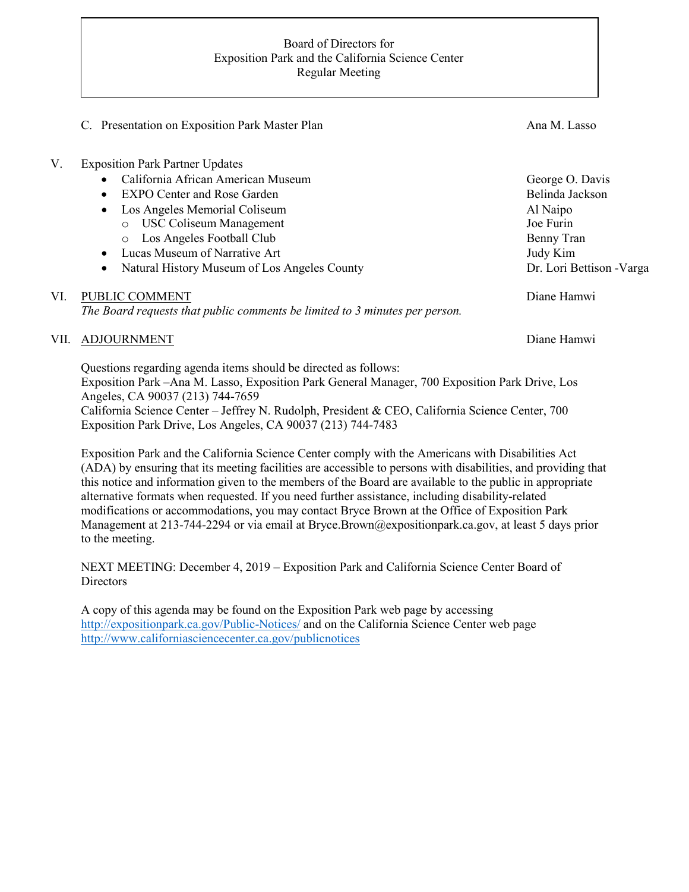Board of Directors for
Exposition Park and the California Science Center
Regular Meeting

C. Presentation on Exposition Park Master Plan — Ana M. Lasso

V. Exposition Park Partner Updates

- California African American Museum — George O. Davis
- EXPO Center and Rose Garden — Belinda Jackson
- Los Angeles Memorial Coliseum — Al Naipo
  - USC Coliseum Management — Joe Furin
  - Los Angeles Football Club — Benny Tran
- Lucas Museum of Narrative Art — Judy Kim
- Natural History Museum of Los Angeles County — Dr. Lori Bettison -Varga

VI. PUBLIC COMMENT — Diane Hamwi

*The Board requests that public comments be limited to 3 minutes per person.*

VII. ADJOURNMENT — Diane Hamwi

Questions regarding agenda items should be directed as follows:
Exposition Park –Ana M. Lasso, Exposition Park General Manager, 700 Exposition Park Drive, Los Angeles, CA 90037 (213) 744-7659
California Science Center – Jeffrey N. Rudolph, President & CEO, California Science Center, 700 Exposition Park Drive, Los Angeles, CA 90037 (213) 744-7483

Exposition Park and the California Science Center comply with the Americans with Disabilities Act (ADA) by ensuring that its meeting facilities are accessible to persons with disabilities, and providing that this notice and information given to the members of the Board are available to the public in appropriate alternative formats when requested. If you need further assistance, including disability-related modifications or accommodations, you may contact Bryce Brown at the Office of Exposition Park Management at 213-744-2294 or via email at Bryce.Brown@expositionpark.ca.gov, at least 5 days prior to the meeting.

NEXT MEETING: December 4, 2019 – Exposition Park and California Science Center Board of Directors

A copy of this agenda may be found on the Exposition Park web page by accessing http://expositionpark.ca.gov/Public-Notices/ and on the California Science Center web page http://www.californiasciencecenter.ca.gov/publicnotices